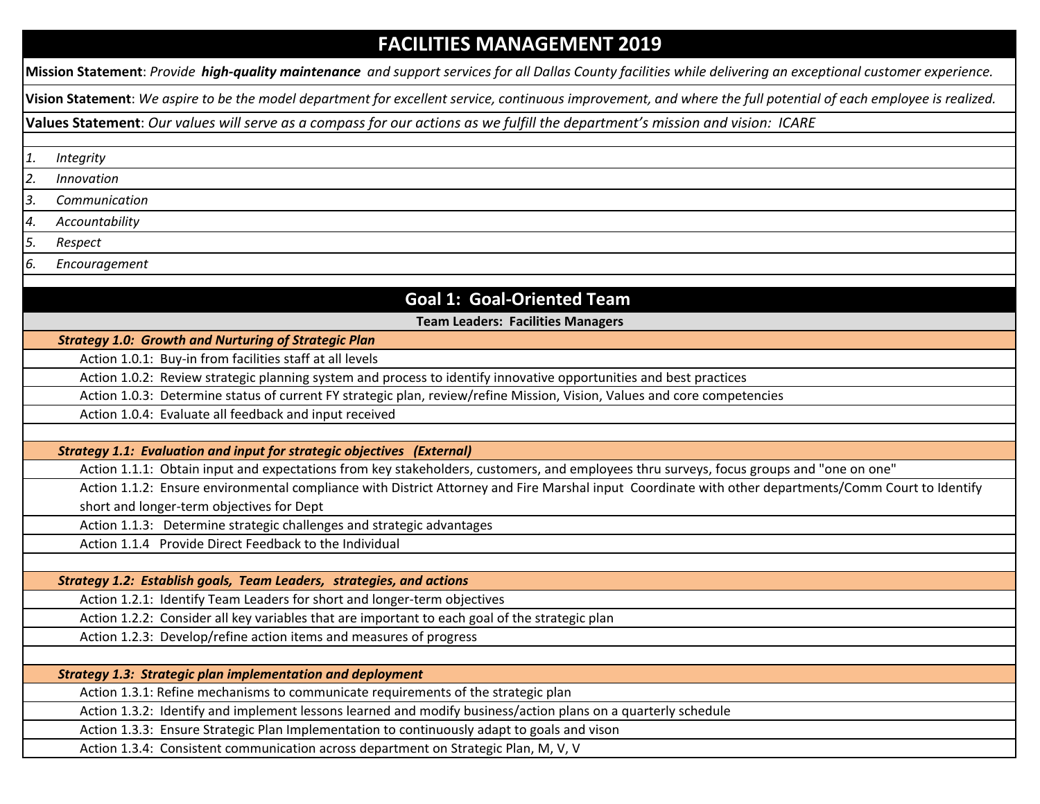# FACILITIES MANAGEMENT 2019

**Mission Statement**: *Provide **high-quality maintenance** and support services for all Dallas County facilities while delivering an exceptional customer experience.*

**Vision Statement**: *We aspire to be the model department for excellent service, continuous improvement, and where the full potential of each employee is realized.*

**Values Statement**: *Our values will serve as a compass for our actions as we fulfill the department's mission and vision: ICARE*

1. *Integrity*
2. *Innovation*
3. *Communication*
4. *Accountability*
5. *Respect*
6. *Encouragement*

## Goal 1: Goal-Oriented Team

**Team Leaders: Facilities Managers**

***Strategy 1.0: Growth and Nurturing of Strategic Plan***

- Action 1.0.1: Buy-in from facilities staff at all levels
- Action 1.0.2: Review strategic planning system and process to identify innovative opportunities and best practices
- Action 1.0.3: Determine status of current FY strategic plan, review/refine Mission, Vision, Values and core competencies
- Action 1.0.4: Evaluate all feedback and input received

***Strategy 1.1: Evaluation and input for strategic objectives (External)***

- Action 1.1.1: Obtain input and expectations from key stakeholders, customers, and employees thru surveys, focus groups and "one on one"
- Action 1.1.2: Ensure environmental compliance with District Attorney and Fire Marshal input Coordinate with other departments/Comm Court to Identify short and longer-term objectives for Dept
- Action 1.1.3: Determine strategic challenges and strategic advantages
- Action 1.1.4 Provide Direct Feedback to the Individual

***Strategy 1.2: Establish goals, Team Leaders, strategies, and actions***

- Action 1.2.1: Identify Team Leaders for short and longer-term objectives
- Action 1.2.2: Consider all key variables that are important to each goal of the strategic plan
- Action 1.2.3: Develop/refine action items and measures of progress

***Strategy 1.3: Strategic plan implementation and deployment***

- Action 1.3.1: Refine mechanisms to communicate requirements of the strategic plan
- Action 1.3.2: Identify and implement lessons learned and modify business/action plans on a quarterly schedule
- Action 1.3.3: Ensure Strategic Plan Implementation to continuously adapt to goals and vison
- Action 1.3.4: Consistent communication across department on Strategic Plan, M, V, V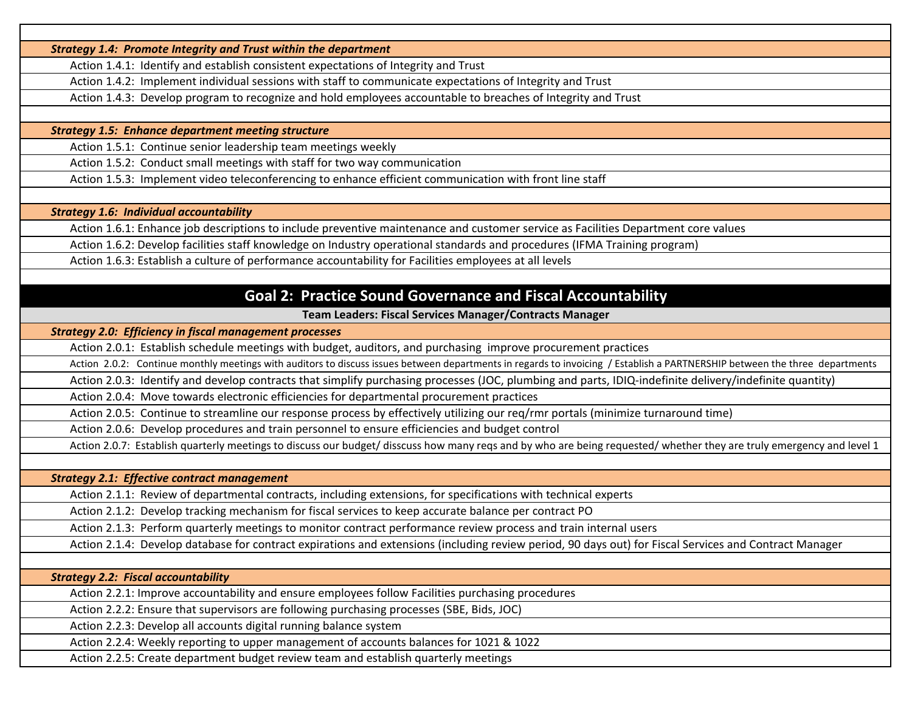***Strategy 1.4: Promote Integrity and Trust within the department***

- Action 1.4.1: Identify and establish consistent expectations of Integrity and Trust
- Action 1.4.2: Implement individual sessions with staff to communicate expectations of Integrity and Trust
- Action 1.4.3: Develop program to recognize and hold employees accountable to breaches of Integrity and Trust

***Strategy 1.5: Enhance department meeting structure***

- Action 1.5.1: Continue senior leadership team meetings weekly
- Action 1.5.2: Conduct small meetings with staff for two way communication
- Action 1.5.3: Implement video teleconferencing to enhance efficient communication with front line staff

***Strategy 1.6: Individual accountability***

- Action 1.6.1: Enhance job descriptions to include preventive maintenance and customer service as Facilities Department core values
- Action 1.6.2: Develop facilities staff knowledge on Industry operational standards and procedures (IFMA Training program)
- Action 1.6.3: Establish a culture of performance accountability for Facilities employees at all levels

## Goal 2: Practice Sound Governance and Fiscal Accountability

**Team Leaders: Fiscal Services Manager/Contracts Manager**

***Strategy 2.0: Efficiency in fiscal management processes***

- Action 2.0.1: Establish schedule meetings with budget, auditors, and purchasing improve procurement practices
- Action 2.0.2: Continue monthly meetings with auditors to discuss issues between departments in regards to invoicing / Establish a PARTNERSHIP between the three departments
- Action 2.0.3: Identify and develop contracts that simplify purchasing processes (JOC, plumbing and parts, IDIQ-indefinite delivery/indefinite quantity)
- Action 2.0.4: Move towards electronic efficiencies for departmental procurement practices
- Action 2.0.5: Continue to streamline our response process by effectively utilizing our req/rmr portals (minimize turnaround time)
- Action 2.0.6: Develop procedures and train personnel to ensure efficiencies and budget control
- Action 2.0.7: Establish quarterly meetings to discuss our budget/ disscuss how many reqs and by who are being requested/ whether they are truly emergency and level 1

***Strategy 2.1: Effective contract management***

- Action 2.1.1: Review of departmental contracts, including extensions, for specifications with technical experts
- Action 2.1.2: Develop tracking mechanism for fiscal services to keep accurate balance per contract PO
- Action 2.1.3: Perform quarterly meetings to monitor contract performance review process and train internal users
- Action 2.1.4: Develop database for contract expirations and extensions (including review period, 90 days out) for Fiscal Services and Contract Manager

***Strategy 2.2: Fiscal accountability***

- Action 2.2.1: Improve accountability and ensure employees follow Facilities purchasing procedures
- Action 2.2.2: Ensure that supervisors are following purchasing processes (SBE, Bids, JOC)
- Action 2.2.3: Develop all accounts digital running balance system
- Action 2.2.4: Weekly reporting to upper management of accounts balances for 1021 & 1022
- Action 2.2.5: Create department budget review team and establish quarterly meetings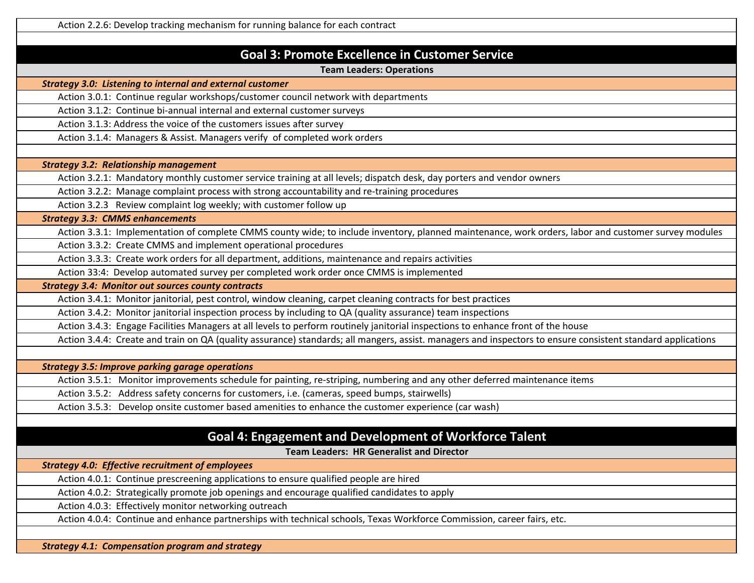Action 2.2.6: Develop tracking mechanism for running balance for each contract

## Goal 3: Promote Excellence in Customer Service

**Team Leaders: Operations**

***Strategy 3.0: Listening to internal and external customer***

- Action 3.0.1: Continue regular workshops/customer council network with departments
- Action 3.1.2: Continue bi-annual internal and external customer surveys
- Action 3.1.3: Address the voice of the customers issues after survey
- Action 3.1.4: Managers & Assist. Managers verify of completed work orders

***Strategy 3.2: Relationship management***

- Action 3.2.1: Mandatory monthly customer service training at all levels; dispatch desk, day porters and vendor owners
- Action 3.2.2: Manage complaint process with strong accountability and re-training procedures
- Action 3.2.3 Review complaint log weekly; with customer follow up

***Strategy 3.3: CMMS enhancements***

- Action 3.3.1: Implementation of complete CMMS county wide; to include inventory, planned maintenance, work orders, labor and customer survey modules
- Action 3.3.2: Create CMMS and implement operational procedures
- Action 3.3.3: Create work orders for all department, additions, maintenance and repairs activities
- Action 33:4: Develop automated survey per completed work order once CMMS is implemented

***Strategy 3.4: Monitor out sources county contracts***

- Action 3.4.1: Monitor janitorial, pest control, window cleaning, carpet cleaning contracts for best practices
- Action 3.4.2: Monitor janitorial inspection process by including to QA (quality assurance) team inspections
- Action 3.4.3: Engage Facilities Managers at all levels to perform routinely janitorial inspections to enhance front of the house
- Action 3.4.4: Create and train on QA (quality assurance) standards; all mangers, assist. managers and inspectors to ensure consistent standard applications

***Strategy 3.5: Improve parking garage operations***

- Action 3.5.1: Monitor improvements schedule for painting, re-striping, numbering and any other deferred maintenance items
- Action 3.5.2: Address safety concerns for customers, i.e. (cameras, speed bumps, stairwells)
- Action 3.5.3: Develop onsite customer based amenities to enhance the customer experience (car wash)

## Goal 4: Engagement and Development of Workforce Talent

**Team Leaders: HR Generalist and Director**

***Strategy 4.0: Effective recruitment of employees***

- Action 4.0.1: Continue prescreening applications to ensure qualified people are hired
- Action 4.0.2: Strategically promote job openings and encourage qualified candidates to apply
- Action 4.0.3: Effectively monitor networking outreach
- Action 4.0.4: Continue and enhance partnerships with technical schools, Texas Workforce Commission, career fairs, etc.

***Strategy 4.1: Compensation program and strategy***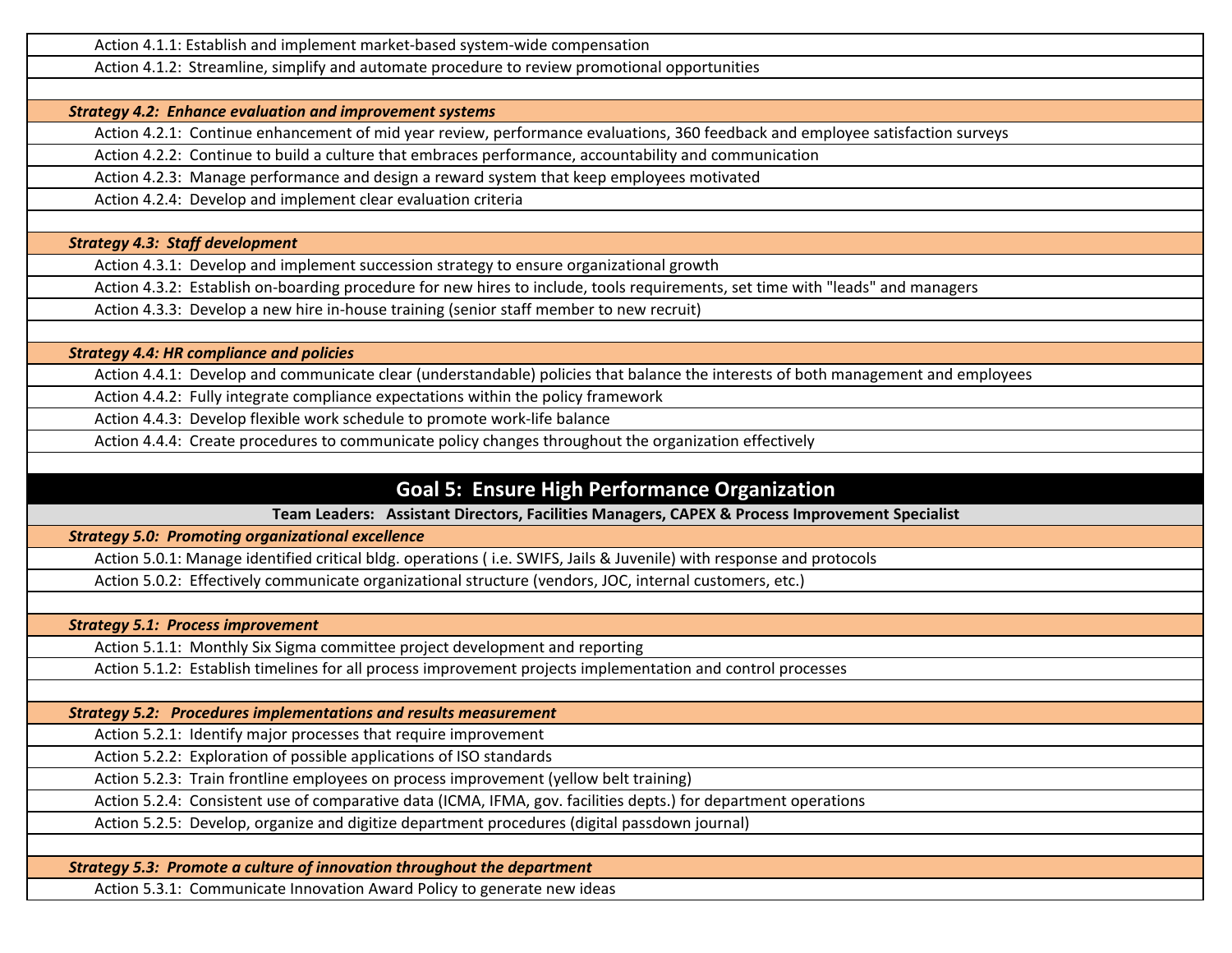Action 4.1.1: Establish and implement market-based system-wide compensation

Action 4.1.2: Streamline, simplify and automate procedure to review promotional opportunities

***Strategy 4.2: Enhance evaluation and improvement systems***

Action 4.2.1: Continue enhancement of mid year review, performance evaluations, 360 feedback and employee satisfaction surveys

Action 4.2.2: Continue to build a culture that embraces performance, accountability and communication

Action 4.2.3: Manage performance and design a reward system that keep employees motivated

Action 4.2.4: Develop and implement clear evaluation criteria

***Strategy 4.3: Staff development***

Action 4.3.1: Develop and implement succession strategy to ensure organizational growth

Action 4.3.2: Establish on-boarding procedure for new hires to include, tools requirements, set time with "leads" and managers

Action 4.3.3: Develop a new hire in-house training (senior staff member to new recruit)

***Strategy 4.4: HR compliance and policies***

Action 4.4.1: Develop and communicate clear (understandable) policies that balance the interests of both management and employees

Action 4.4.2: Fully integrate compliance expectations within the policy framework

Action 4.4.3: Develop flexible work schedule to promote work-life balance

Action 4.4.4: Create procedures to communicate policy changes throughout the organization effectively

## Goal 5: Ensure High Performance Organization

**Team Leaders: Assistant Directors, Facilities Managers, CAPEX & Process Improvement Specialist**

***Strategy 5.0: Promoting organizational excellence***

Action 5.0.1: Manage identified critical bldg. operations ( i.e. SWIFS, Jails & Juvenile) with response and protocols

Action 5.0.2: Effectively communicate organizational structure (vendors, JOC, internal customers, etc.)

***Strategy 5.1: Process improvement***

Action 5.1.1: Monthly Six Sigma committee project development and reporting

Action 5.1.2: Establish timelines for all process improvement projects implementation and control processes

***Strategy 5.2: Procedures implementations and results measurement***

Action 5.2.1: Identify major processes that require improvement

Action 5.2.2: Exploration of possible applications of ISO standards

Action 5.2.3: Train frontline employees on process improvement (yellow belt training)

Action 5.2.4: Consistent use of comparative data (ICMA, IFMA, gov. facilities depts.) for department operations

Action 5.2.5: Develop, organize and digitize department procedures (digital passdown journal)

***Strategy 5.3: Promote a culture of innovation throughout the department***

Action 5.3.1: Communicate Innovation Award Policy to generate new ideas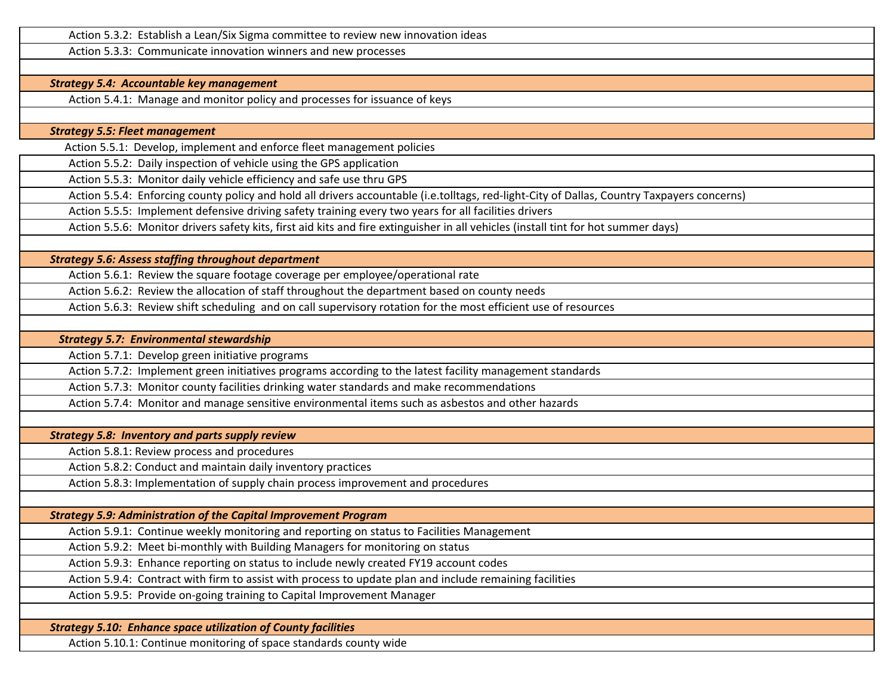Action 5.3.2: Establish a Lean/Six Sigma committee to review new innovation ideas

Action 5.3.3: Communicate innovation winners and new processes

***Strategy 5.4: Accountable key management***

Action 5.4.1: Manage and monitor policy and processes for issuance of keys

***Strategy 5.5: Fleet management***

Action 5.5.1: Develop, implement and enforce fleet management policies

Action 5.5.2: Daily inspection of vehicle using the GPS application

Action 5.5.3: Monitor daily vehicle efficiency and safe use thru GPS

Action 5.5.4: Enforcing county policy and hold all drivers accountable (i.e.tolltags, red-light-City of Dallas, Country Taxpayers concerns)

Action 5.5.5: Implement defensive driving safety training every two years for all facilities drivers

Action 5.5.6: Monitor drivers safety kits, first aid kits and fire extinguisher in all vehicles (install tint for hot summer days)

***Strategy 5.6: Assess staffing throughout department***

Action 5.6.1: Review the square footage coverage per employee/operational rate

Action 5.6.2: Review the allocation of staff throughout the department based on county needs

Action 5.6.3: Review shift scheduling and on call supervisory rotation for the most efficient use of resources

***Strategy 5.7: Environmental stewardship***

Action 5.7.1: Develop green initiative programs

Action 5.7.2: Implement green initiatives programs according to the latest facility management standards

Action 5.7.3: Monitor county facilities drinking water standards and make recommendations

Action 5.7.4: Monitor and manage sensitive environmental items such as asbestos and other hazards

***Strategy 5.8: Inventory and parts supply review***

Action 5.8.1: Review process and procedures

Action 5.8.2: Conduct and maintain daily inventory practices

Action 5.8.3: Implementation of supply chain process improvement and procedures

***Strategy 5.9: Administration of the Capital Improvement Program***

Action 5.9.1: Continue weekly monitoring and reporting on status to Facilities Management

Action 5.9.2: Meet bi-monthly with Building Managers for monitoring on status

Action 5.9.3: Enhance reporting on status to include newly created FY19 account codes

Action 5.9.4: Contract with firm to assist with process to update plan and include remaining facilities

Action 5.9.5: Provide on-going training to Capital Improvement Manager

***Strategy 5.10: Enhance space utilization of County facilities***

Action 5.10.1: Continue monitoring of space standards county wide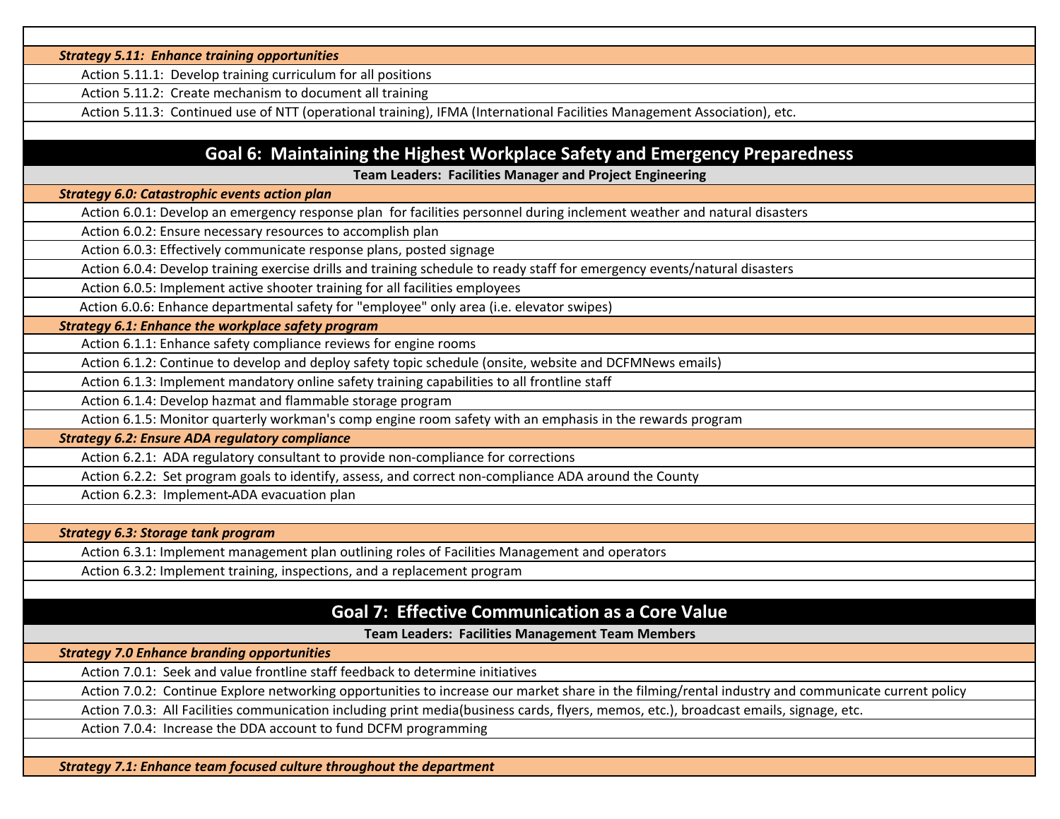***Strategy 5.11: Enhance training opportunities***

- Action 5.11.1: Develop training curriculum for all positions
- Action 5.11.2: Create mechanism to document all training
- Action 5.11.3: Continued use of NTT (operational training), IFMA (International Facilities Management Association), etc.

## Goal 6: Maintaining the Highest Workplace Safety and Emergency Preparedness

**Team Leaders: Facilities Manager and Project Engineering**

***Strategy 6.0: Catastrophic events action plan***

- Action 6.0.1: Develop an emergency response plan for facilities personnel during inclement weather and natural disasters
- Action 6.0.2: Ensure necessary resources to accomplish plan
- Action 6.0.3: Effectively communicate response plans, posted signage
- Action 6.0.4: Develop training exercise drills and training schedule to ready staff for emergency events/natural disasters
- Action 6.0.5: Implement active shooter training for all facilities employees
- Action 6.0.6: Enhance departmental safety for "employee" only area (i.e. elevator swipes)

***Strategy 6.1: Enhance the workplace safety program***

- Action 6.1.1: Enhance safety compliance reviews for engine rooms
- Action 6.1.2: Continue to develop and deploy safety topic schedule (onsite, website and DCFMNews emails)
- Action 6.1.3: Implement mandatory online safety training capabilities to all frontline staff
- Action 6.1.4: Develop hazmat and flammable storage program
- Action 6.1.5: Monitor quarterly workman's comp engine room safety with an emphasis in the rewards program

***Strategy 6.2: Ensure ADA regulatory compliance***

- Action 6.2.1: ADA regulatory consultant to provide non-compliance for corrections
- Action 6.2.2: Set program goals to identify, assess, and correct non-compliance ADA around the County
- Action 6.2.3: Implement ADA evacuation plan

***Strategy 6.3: Storage tank program***

- Action 6.3.1: Implement management plan outlining roles of Facilities Management and operators
- Action 6.3.2: Implement training, inspections, and a replacement program

## Goal 7: Effective Communication as a Core Value

**Team Leaders: Facilities Management Team Members**

***Strategy 7.0 Enhance branding opportunities***

- Action 7.0.1: Seek and value frontline staff feedback to determine initiatives
- Action 7.0.2: Continue Explore networking opportunities to increase our market share in the filming/rental industry and communicate current policy
- Action 7.0.3: All Facilities communication including print media(business cards, flyers, memos, etc.), broadcast emails, signage, etc.
- Action 7.0.4: Increase the DDA account to fund DCFM programming

***Strategy 7.1: Enhance team focused culture throughout the department***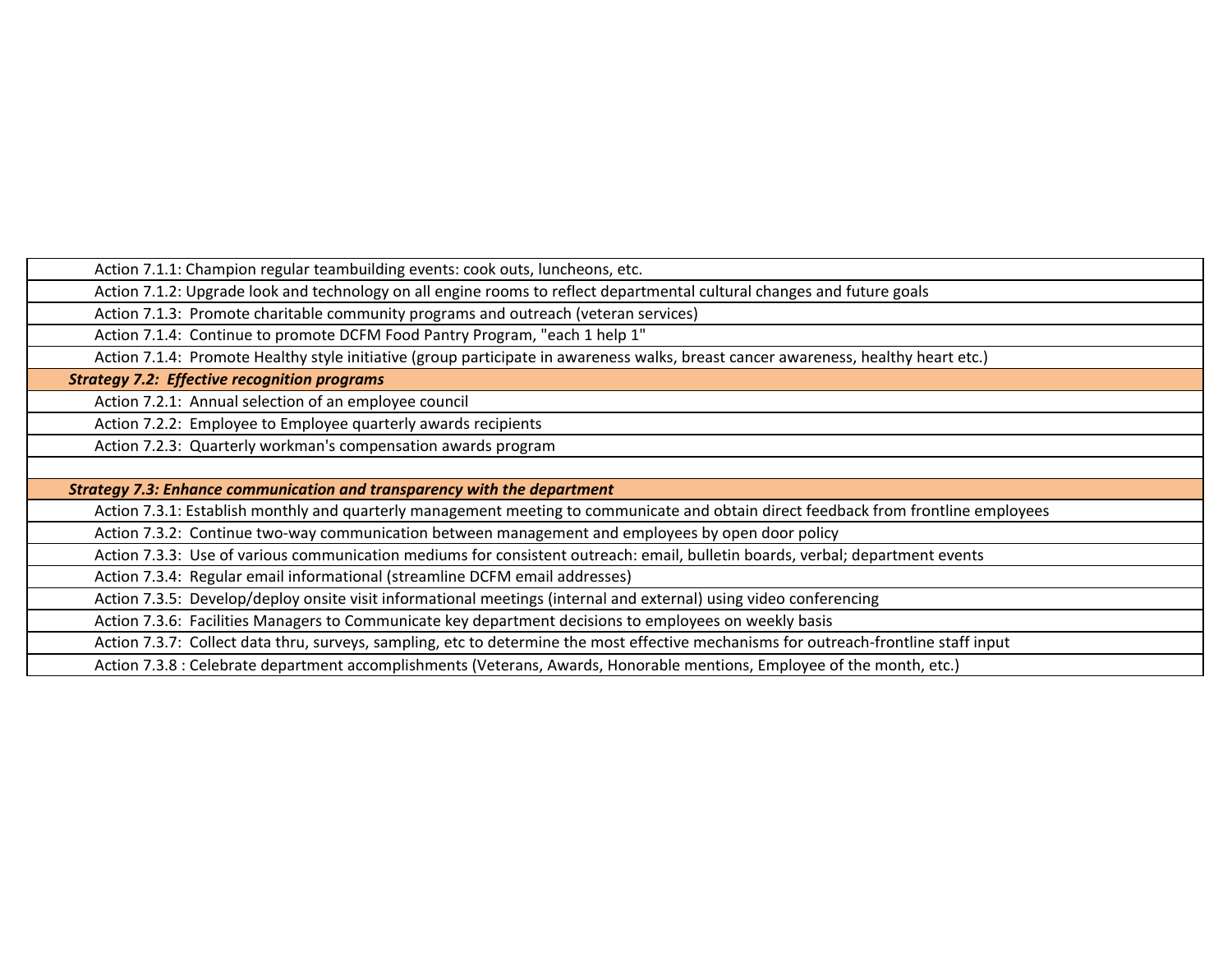| |
|---|
| Action 7.1.1: Champion regular teambuilding events: cook outs, luncheons, etc. |
| Action 7.1.2: Upgrade look and technology on all engine rooms to reflect departmental cultural changes and future goals |
| Action 7.1.3: Promote charitable community programs and outreach (veteran services) |
| Action 7.1.4: Continue to promote DCFM Food Pantry Program, "each 1 help 1" |
| Action 7.1.4: Promote Healthy style initiative (group participate in awareness walks, breast cancer awareness, healthy heart etc.) |
| ***Strategy 7.2: Effective recognition programs*** |
| Action 7.2.1: Annual selection of an employee council |
| Action 7.2.2: Employee to Employee quarterly awards recipients |
| Action 7.2.3: Quarterly workman's compensation awards program |
| |
| ***Strategy 7.3: Enhance communication and transparency with the department*** |
| Action 7.3.1: Establish monthly and quarterly management meeting to communicate and obtain direct feedback from frontline employees |
| Action 7.3.2: Continue two-way communication between management and employees by open door policy |
| Action 7.3.3: Use of various communication mediums for consistent outreach: email, bulletin boards, verbal; department events |
| Action 7.3.4: Regular email informational (streamline DCFM email addresses) |
| Action 7.3.5: Develop/deploy onsite visit informational meetings (internal and external) using video conferencing |
| Action 7.3.6: Facilities Managers to Communicate key department decisions to employees on weekly basis |
| Action 7.3.7: Collect data thru, surveys, sampling, etc to determine the most effective mechanisms for outreach-frontline staff input |
| Action 7.3.8 : Celebrate department accomplishments (Veterans, Awards, Honorable mentions, Employee of the month, etc.) |